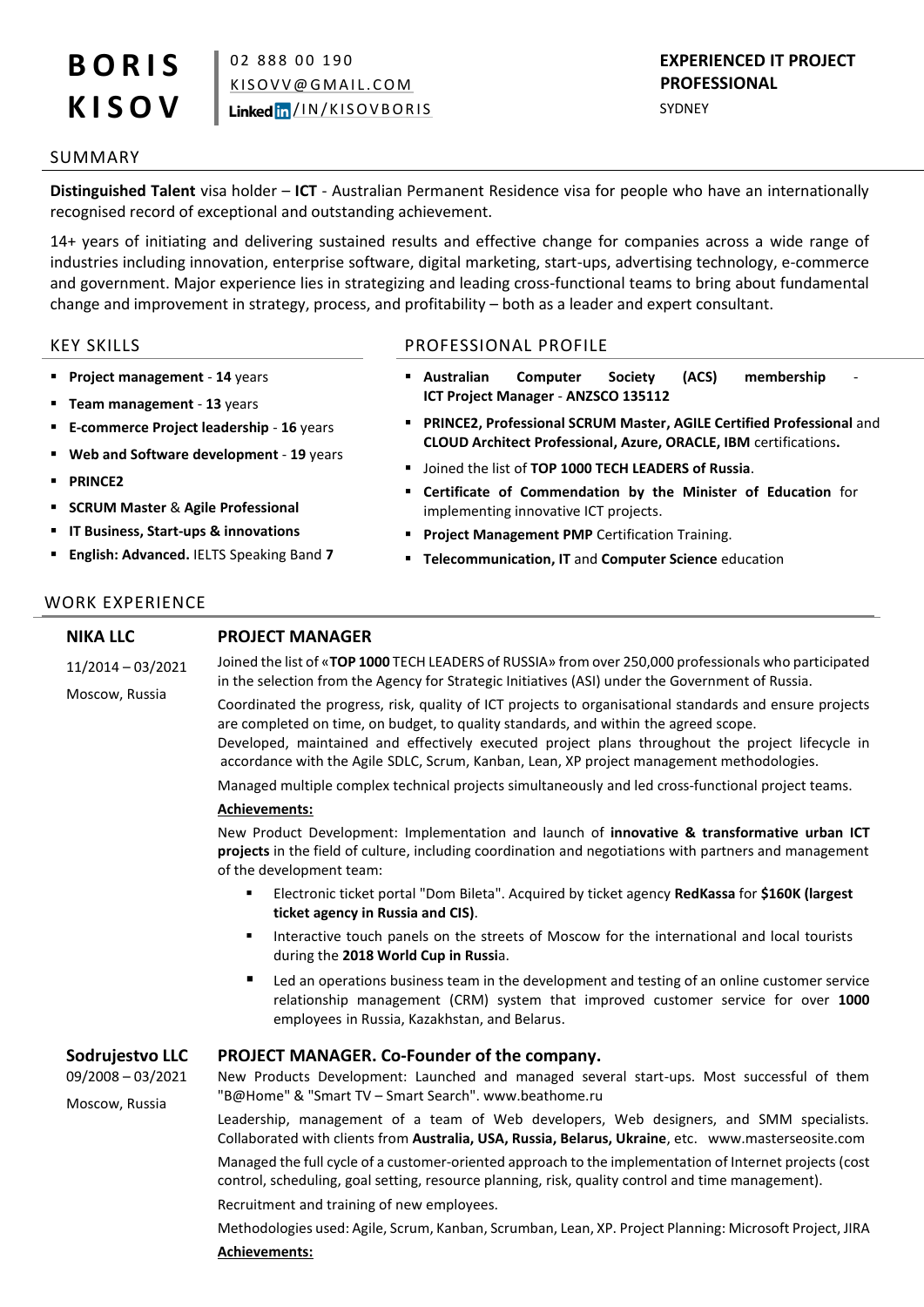# BORIS KISOV

02 888 00 190
KISOVV@GMAIL.COM
LinkedIn /IN/KISOVBORIS

**EXPERIENCED IT PROJECT PROFESSIONAL**
SYDNEY

## SUMMARY

**Distinguished Talent** visa holder – **ICT** - Australian Permanent Residence visa for people who have an internationally recognised record of exceptional and outstanding achievement.

14+ years of initiating and delivering sustained results and effective change for companies across a wide range of industries including innovation, enterprise software, digital marketing, start-ups, advertising technology, e-commerce and government. Major experience lies in strategizing and leading cross-functional teams to bring about fundamental change and improvement in strategy, process, and profitability – both as a leader and expert consultant.

## KEY SKILLS

- **Project management** - **14** years
- **Team management** - **13** years
- **E-commerce Project leadership** - **16** years
- **Web and Software development** - **19** years
- **PRINCE2**
- **SCRUM Master** & **Agile Professional**
- **IT Business, Start-ups & innovations**
- **English: Advanced.** IELTS Speaking Band **7**

## PROFESSIONAL PROFILE

- **Australian Computer Society (ACS) membership** - **ICT Project Manager** - **ANZSCO 135112**
- **PRINCE2, Professional SCRUM Master, AGILE Certified Professional** and **CLOUD Architect Professional, Azure, ORACLE, IBM** certifications**.**
- Joined the list of **TOP 1000 TECH LEADERS of Russia**.
- **Certificate of Commendation by the Minister of Education** for implementing innovative ICT projects.
- **Project Management PMP** Certification Training.
- **Telecommunication, IT** and **Computer Science** education

## WORK EXPERIENCE

### NIKA LLC — PROJECT MANAGER

11/2014 – 03/2021
Moscow, Russia

Joined the list of «**TOP 1000** TECH LEADERS of RUSSIA» from over 250,000 professionals who participated in the selection from the Agency for Strategic Initiatives (ASI) under the Government of Russia.

Coordinated the progress, risk, quality of ICT projects to organisational standards and ensure projects are completed on time, on budget, to quality standards, and within the agreed scope.
Developed, maintained and effectively executed project plans throughout the project lifecycle in accordance with the Agile SDLC, Scrum, Kanban, Lean, XP project management methodologies.

Managed multiple complex technical projects simultaneously and led cross-functional project teams.

**Achievements:**

New Product Development: Implementation and launch of **innovative & transformative urban ICT projects** in the field of culture, including coordination and negotiations with partners and management of the development team:

- Electronic ticket portal "Dom Bileta". Acquired by ticket agency **RedKassa** for **$160K (largest ticket agency in Russia and CIS)**.
- Interactive touch panels on the streets of Moscow for the international and local tourists during the **2018 World Cup in Russia**.
- Led an operations business team in the development and testing of an online customer service relationship management (CRM) system that improved customer service for over **1000** employees in Russia, Kazakhstan, and Belarus.

### Sodrujestvo LLC — PROJECT MANAGER. Co-Founder of the company.

09/2008 – 03/2021
Moscow, Russia

New Products Development: Launched and managed several start-ups. Most successful of them "B@Home" & "Smart TV – Smart Search". www.beathome.ru

Leadership, management of a team of Web developers, Web designers, and SMM specialists. Collaborated with clients from **Australia, USA, Russia, Belarus, Ukraine**, etc. www.masterseosite.com

Managed the full cycle of a customer-oriented approach to the implementation of Internet projects (cost control, scheduling, goal setting, resource planning, risk, quality control and time management).

Recruitment and training of new employees.

Methodologies used: Agile, Scrum, Kanban, Scrumban, Lean, XP. Project Planning: Microsoft Project, JIRA

**Achievements:**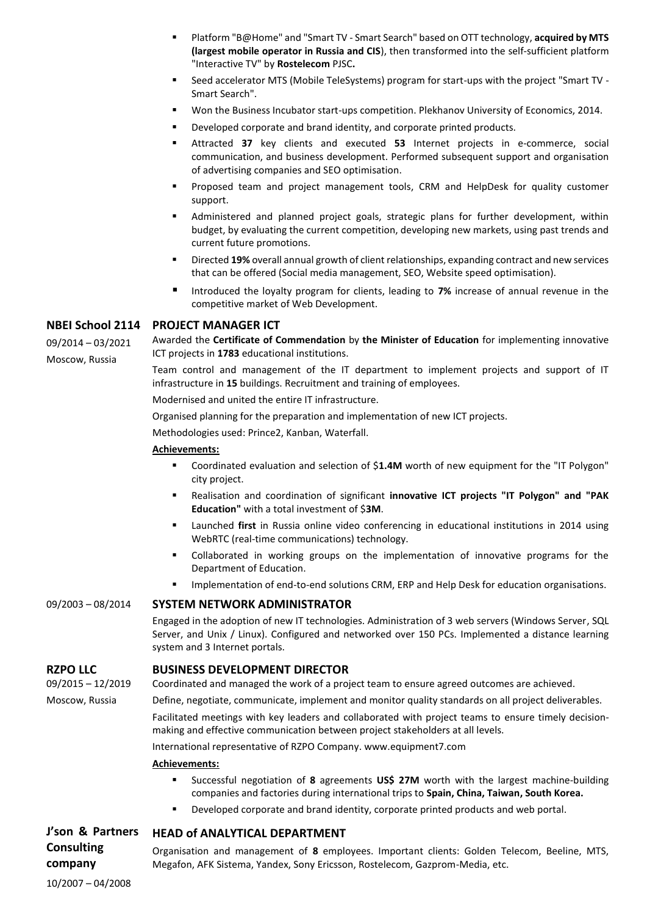- Platform "B@Home" and "Smart TV - Smart Search" based on OTT technology, **acquired by MTS (largest mobile operator in Russia and CIS**), then transformed into the self-sufficient platform "Interactive TV" by **Rostelecom** PJSC**.**
- Seed accelerator MTS (Mobile TeleSystems) program for start-ups with the project "Smart TV - Smart Search".
- Won the Business Incubator start-ups competition. Plekhanov University of Economics, 2014.
- Developed corporate and brand identity, and corporate printed products.
- Attracted **37** key clients and executed **53** Internet projects in e-commerce, social communication, and business development. Performed subsequent support and organisation of advertising companies and SEO optimisation.
- Proposed team and project management tools, CRM and HelpDesk for quality customer support.
- Administered and planned project goals, strategic plans for further development, within budget, by evaluating the current competition, developing new markets, using past trends and current future promotions.
- Directed **19%** overall annual growth of client relationships, expanding contract and new services that can be offered (Social media management, SEO, Website speed optimisation).
- Introduced the loyalty program for clients, leading to **7%** increase of annual revenue in the competitive market of Web Development.

**NBEI School 2114**
09/2014 – 03/2021
Moscow, Russia

### PROJECT MANAGER ICT

Awarded the **Certificate of Commendation** by **the Minister of Education** for implementing innovative ICT projects in **1783** educational institutions.

Team control and management of the IT department to implement projects and support of IT infrastructure in **15** buildings. Recruitment and training of employees.

Modernised and united the entire IT infrastructure.

Organised planning for the preparation and implementation of new ICT projects.

Methodologies used: Prince2, Kanban, Waterfall.

**Achievements:**

- Coordinated evaluation and selection of $**1.4M** worth of new equipment for the "IT Polygon" city project.
- Realisation and coordination of significant **innovative ICT projects "IT Polygon" and "PAK Education"** with a total investment of $**3M**.
- Launched **first** in Russia online video conferencing in educational institutions in 2014 using WebRTC (real-time communications) technology.
- Collaborated in working groups on the implementation of innovative programs for the Department of Education.
- Implementation of end-to-end solutions CRM, ERP and Help Desk for education organisations.

09/2003 – 08/2014

### SYSTEM NETWORK ADMINISTRATOR

Engaged in the adoption of new IT technologies. Administration of 3 web servers (Windows Server, SQL Server, and Unix / Linux). Configured and networked over 150 PCs. Implemented a distance learning system and 3 Internet portals.

**RZPO LLC**
09/2015 – 12/2019
Moscow, Russia

### BUSINESS DEVELOPMENT DIRECTOR

Coordinated and managed the work of a project team to ensure agreed outcomes are achieved.

Define, negotiate, communicate, implement and monitor quality standards on all project deliverables.

Facilitated meetings with key leaders and collaborated with project teams to ensure timely decision-making and effective communication between project stakeholders at all levels.

International representative of RZPO Company. www.equipment7.com

**Achievements:**

- Successful negotiation of **8** agreements **US$ 27M** worth with the largest machine-building companies and factories during international trips to **Spain, China, Taiwan, South Korea.**
- Developed corporate and brand identity, corporate printed products and web portal.

**J'son & Partners Consulting company**
10/2007 – 04/2008

### HEAD of ANALYTICAL DEPARTMENT

Organisation and management of **8** employees. Important clients: Golden Telecom, Beeline, MTS, Megafon, AFK Sistema, Yandex, Sony Ericsson, Rostelecom, Gazprom-Media, etc.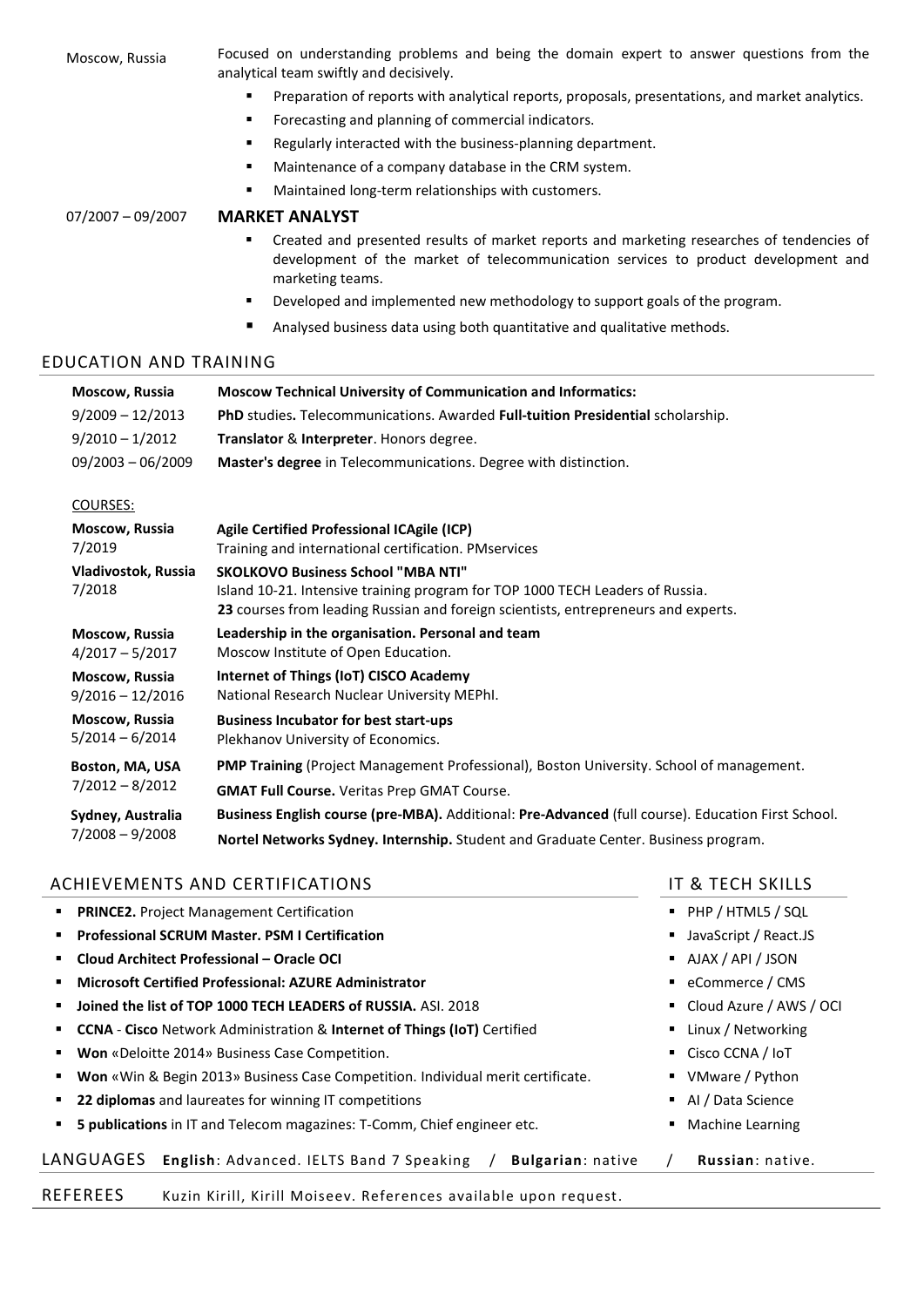Moscow, Russia

Focused on understanding problems and being the domain expert to answer questions from the analytical team swiftly and decisively.

- Preparation of reports with analytical reports, proposals, presentations, and market analytics.
- Forecasting and planning of commercial indicators.
- Regularly interacted with the business-planning department.
- Maintenance of a company database in the CRM system.
- Maintained long-term relationships with customers.

07/2007 – 09/2007 **MARKET ANALYST**

- Created and presented results of market reports and marketing researches of tendencies of development of the market of telecommunication services to product development and marketing teams.
- Developed and implemented new methodology to support goals of the program.
- Analysed business data using both quantitative and qualitative methods.

## EDUCATION AND TRAINING

**Moscow, Russia** — **Moscow Technical University of Communication and Informatics:**

- 9/2009 – 12/2013 — **PhD** studies**.** Telecommunications. Awarded **Full-tuition Presidential** scholarship.
- 9/2010 – 1/2012 — **Translator** & **Interpreter**. Honors degree.
- 09/2003 – 06/2009 — **Master's degree** in Telecommunications. Degree with distinction.

COURSES:

**Moscow, Russia**
7/2019
**Agile Certified Professional ICAgile (ICP)**
Training and international certification. PMservices

**Vladivostok, Russia**
7/2018
**SKOLKOVO Business School "MBA NTI"**
Island 10-21. Intensive training program for TOP 1000 TECH Leaders of Russia.
**23** courses from leading Russian and foreign scientists, entrepreneurs and experts.

**Moscow, Russia**
4/2017 – 5/2017
**Leadership in the organisation. Personal and team**
Moscow Institute of Open Education.

**Moscow, Russia**
9/2016 – 12/2016
**Internet of Things (IoT) CISCO Academy**
National Research Nuclear University MEPhI.

**Moscow, Russia**
5/2014 – 6/2014
**Business Incubator for best start-ups**
Plekhanov University of Economics.

**Boston, MA, USA**
7/2012 – 8/2012
**PMP Training** (Project Management Professional), Boston University. School of management.
**GMAT Full Course.** Veritas Prep GMAT Course.

**Sydney, Australia**
7/2008 – 9/2008
**Business English course (pre-MBA).** Additional: **Pre-Advanced** (full course). Education First School.
**Nortel Networks Sydney. Internship.** Student and Graduate Center. Business program.

## ACHIEVEMENTS AND CERTIFICATIONS

- **PRINCE2.** Project Management Certification
- **Professional SCRUM Master. PSM I Certification**
- **Cloud Architect Professional – Oracle OCI**
- **Microsoft Certified Professional: AZURE Administrator**
- **Joined the list of TOP 1000 TECH LEADERS of RUSSIA.** ASI. 2018
- **CCNA** - **Cisco** Network Administration & **Internet of Things (IoT)** Certified
- **Won** «Deloitte 2014» Business Case Competition.
- **Won** «Win & Begin 2013» Business Case Competition. Individual merit certificate.
- **22 diplomas** and laureates for winning IT competitions
- **5 publications** in IT and Telecom magazines: T-Comm, Chief engineer etc.

## IT & TECH SKILLS

- PHP / HTML5 / SQL
- JavaScript / React.JS
- AJAX / API / JSON
- eCommerce / CMS
- Cloud Azure / AWS / OCI
- Linux / Networking
- Cisco CCNA / IoT
- VMware / Python
- AI / Data Science
- Machine Learning

## LANGUAGES

**English**: Advanced. IELTS Band 7 Speaking / **Bulgarian**: native / **Russian**: native.

## REFEREES

Kuzin Kirill, Kirill Moiseev. References available upon request.